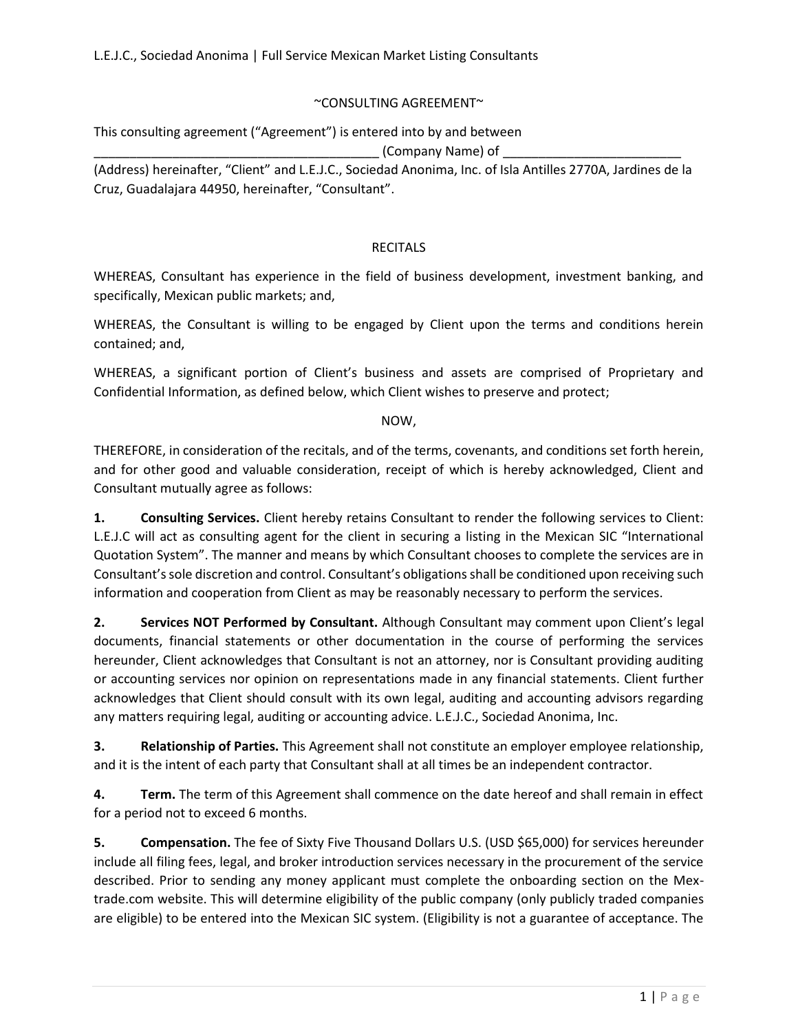~CONSULTING AGREEMENT~

This consulting agreement (“Agreement”) is entered into by and between ________________________________________ (Company Name) of _________________________ (Address) hereinafter, “Client” and L.E.J.C., Sociedad Anonima, Inc. of Isla Antilles 2770A, Jardines de la Cruz, Guadalajara 44950, hereinafter, “Consultant”.

RECITALS

WHEREAS, Consultant has experience in the field of business development, investment banking, and specifically, Mexican public markets; and,

WHEREAS, the Consultant is willing to be engaged by Client upon the terms and conditions herein contained; and,

WHEREAS, a significant portion of Client’s business and assets are comprised of Proprietary and Confidential Information, as defined below, which Client wishes to preserve and protect;

NOW,

THEREFORE, in consideration of the recitals, and of the terms, covenants, and conditions set forth herein, and for other good and valuable consideration, receipt of which is hereby acknowledged, Client and Consultant mutually agree as follows:

**1. Consulting Services.** Client hereby retains Consultant to render the following services to Client: L.E.J.C will act as consulting agent for the client in securing a listing in the Mexican SIC “International Quotation System”. The manner and means by which Consultant chooses to complete the services are in Consultant’s sole discretion and control. Consultant’s obligations shall be conditioned upon receiving such information and cooperation from Client as may be reasonably necessary to perform the services.

**2. Services NOT Performed by Consultant.** Although Consultant may comment upon Client’s legal documents, financial statements or other documentation in the course of performing the services hereunder, Client acknowledges that Consultant is not an attorney, nor is Consultant providing auditing or accounting services nor opinion on representations made in any financial statements. Client further acknowledges that Client should consult with its own legal, auditing and accounting advisors regarding any matters requiring legal, auditing or accounting advice. L.E.J.C., Sociedad Anonima, Inc.

**3. Relationship of Parties.** This Agreement shall not constitute an employer employee relationship, and it is the intent of each party that Consultant shall at all times be an independent contractor.

**4. Term.** The term of this Agreement shall commence on the date hereof and shall remain in effect for a period not to exceed 6 months.

**5. Compensation.** The fee of Sixty Five Thousand Dollars U.S. (USD $65,000) for services hereunder include all filing fees, legal, and broker introduction services necessary in the procurement of the service described. Prior to sending any money applicant must complete the onboarding section on the Mex-trade.com website. This will determine eligibility of the public company (only publicly traded companies are eligible) to be entered into the Mexican SIC system. (Eligibility is not a guarantee of acceptance. The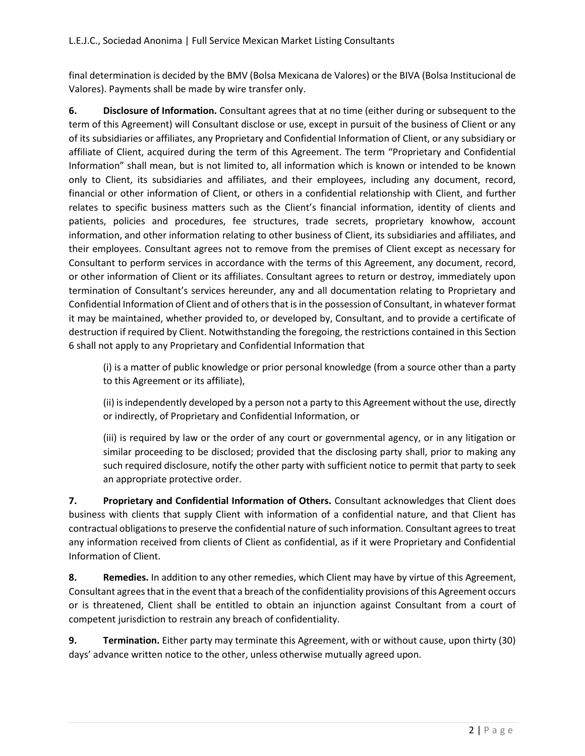final determination is decided by the BMV (Bolsa Mexicana de Valores) or the BIVA (Bolsa Institucional de Valores). Payments shall be made by wire transfer only.

**6. Disclosure of Information.** Consultant agrees that at no time (either during or subsequent to the term of this Agreement) will Consultant disclose or use, except in pursuit of the business of Client or any of its subsidiaries or affiliates, any Proprietary and Confidential Information of Client, or any subsidiary or affiliate of Client, acquired during the term of this Agreement. The term "Proprietary and Confidential Information" shall mean, but is not limited to, all information which is known or intended to be known only to Client, its subsidiaries and affiliates, and their employees, including any document, record, financial or other information of Client, or others in a confidential relationship with Client, and further relates to specific business matters such as the Client's financial information, identity of clients and patients, policies and procedures, fee structures, trade secrets, proprietary knowhow, account information, and other information relating to other business of Client, its subsidiaries and affiliates, and their employees. Consultant agrees not to remove from the premises of Client except as necessary for Consultant to perform services in accordance with the terms of this Agreement, any document, record, or other information of Client or its affiliates. Consultant agrees to return or destroy, immediately upon termination of Consultant's services hereunder, any and all documentation relating to Proprietary and Confidential Information of Client and of others that is in the possession of Consultant, in whatever format it may be maintained, whether provided to, or developed by, Consultant, and to provide a certificate of destruction if required by Client. Notwithstanding the foregoing, the restrictions contained in this Section 6 shall not apply to any Proprietary and Confidential Information that

(i) is a matter of public knowledge or prior personal knowledge (from a source other than a party to this Agreement or its affiliate),

(ii) is independently developed by a person not a party to this Agreement without the use, directly or indirectly, of Proprietary and Confidential Information, or

(iii) is required by law or the order of any court or governmental agency, or in any litigation or similar proceeding to be disclosed; provided that the disclosing party shall, prior to making any such required disclosure, notify the other party with sufficient notice to permit that party to seek an appropriate protective order.

**7. Proprietary and Confidential Information of Others.** Consultant acknowledges that Client does business with clients that supply Client with information of a confidential nature, and that Client has contractual obligations to preserve the confidential nature of such information. Consultant agrees to treat any information received from clients of Client as confidential, as if it were Proprietary and Confidential Information of Client.

**8. Remedies.** In addition to any other remedies, which Client may have by virtue of this Agreement, Consultant agrees that in the event that a breach of the confidentiality provisions of this Agreement occurs or is threatened, Client shall be entitled to obtain an injunction against Consultant from a court of competent jurisdiction to restrain any breach of confidentiality.

**9. Termination.** Either party may terminate this Agreement, with or without cause, upon thirty (30) days' advance written notice to the other, unless otherwise mutually agreed upon.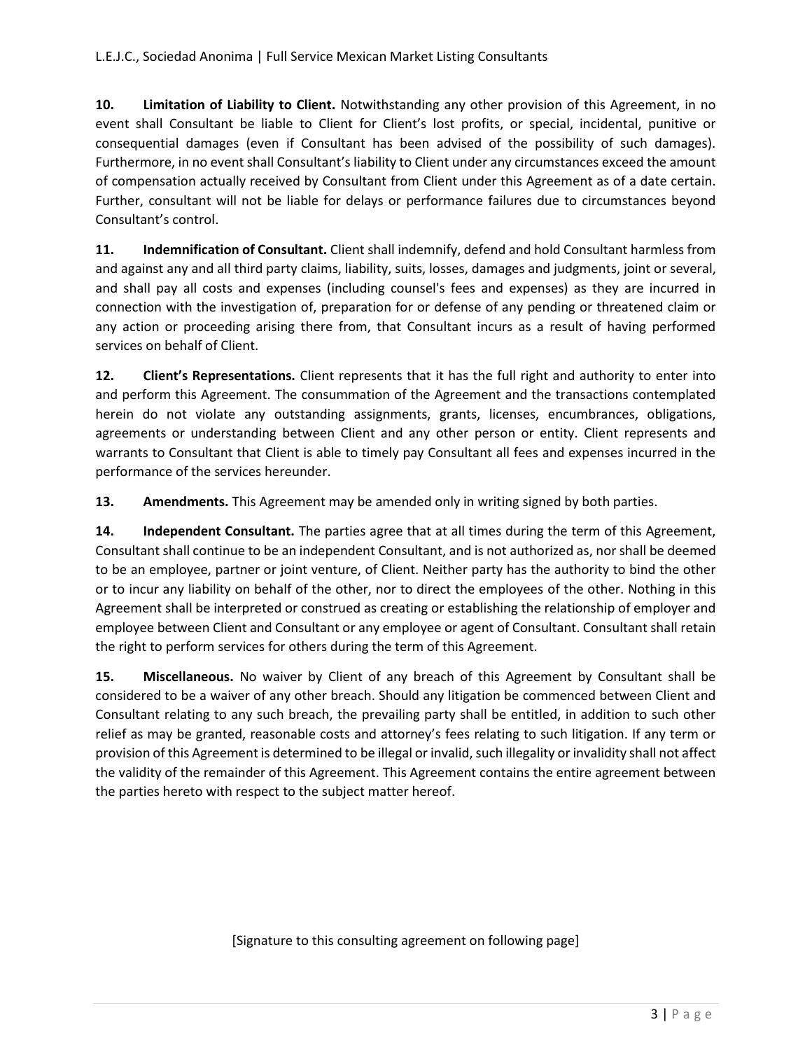**10. Limitation of Liability to Client.** Notwithstanding any other provision of this Agreement, in no event shall Consultant be liable to Client for Client's lost profits, or special, incidental, punitive or consequential damages (even if Consultant has been advised of the possibility of such damages). Furthermore, in no event shall Consultant's liability to Client under any circumstances exceed the amount of compensation actually received by Consultant from Client under this Agreement as of a date certain. Further, consultant will not be liable for delays or performance failures due to circumstances beyond Consultant's control.

**11. Indemnification of Consultant.** Client shall indemnify, defend and hold Consultant harmless from and against any and all third party claims, liability, suits, losses, damages and judgments, joint or several, and shall pay all costs and expenses (including counsel's fees and expenses) as they are incurred in connection with the investigation of, preparation for or defense of any pending or threatened claim or any action or proceeding arising there from, that Consultant incurs as a result of having performed services on behalf of Client.

**12. Client's Representations.** Client represents that it has the full right and authority to enter into and perform this Agreement. The consummation of the Agreement and the transactions contemplated herein do not violate any outstanding assignments, grants, licenses, encumbrances, obligations, agreements or understanding between Client and any other person or entity. Client represents and warrants to Consultant that Client is able to timely pay Consultant all fees and expenses incurred in the performance of the services hereunder.

**13. Amendments.** This Agreement may be amended only in writing signed by both parties.

**14. Independent Consultant.** The parties agree that at all times during the term of this Agreement, Consultant shall continue to be an independent Consultant, and is not authorized as, nor shall be deemed to be an employee, partner or joint venture, of Client. Neither party has the authority to bind the other or to incur any liability on behalf of the other, nor to direct the employees of the other. Nothing in this Agreement shall be interpreted or construed as creating or establishing the relationship of employer and employee between Client and Consultant or any employee or agent of Consultant. Consultant shall retain the right to perform services for others during the term of this Agreement.

**15. Miscellaneous.** No waiver by Client of any breach of this Agreement by Consultant shall be considered to be a waiver of any other breach. Should any litigation be commenced between Client and Consultant relating to any such breach, the prevailing party shall be entitled, in addition to such other relief as may be granted, reasonable costs and attorney's fees relating to such litigation. If any term or provision of this Agreement is determined to be illegal or invalid, such illegality or invalidity shall not affect the validity of the remainder of this Agreement. This Agreement contains the entire agreement between the parties hereto with respect to the subject matter hereof.

[Signature to this consulting agreement on following page]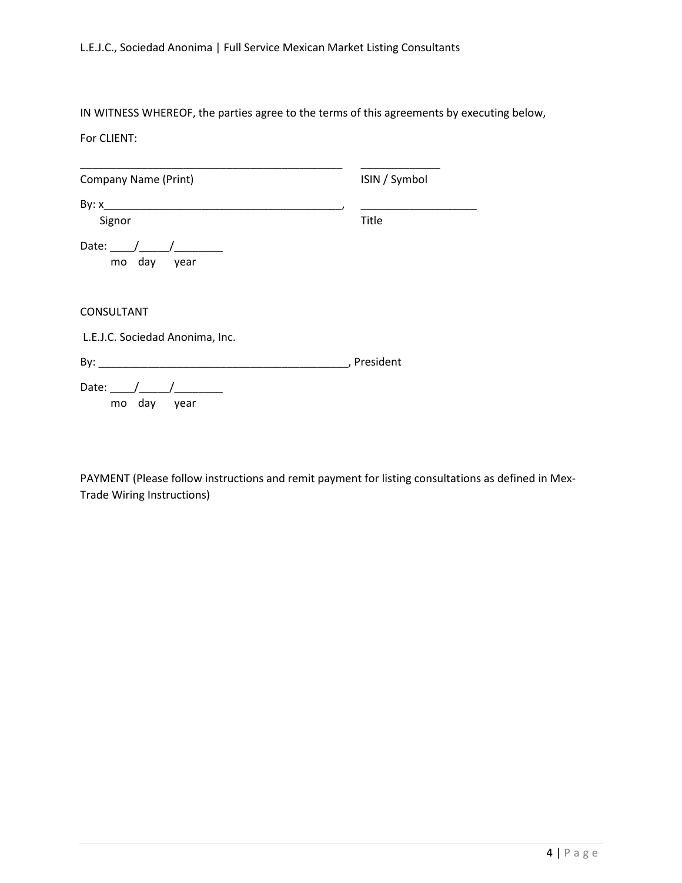IN WITNESS WHEREOF, the parties agree to the terms of this agreements by executing below,

For CLIENT:

_____________________________________________ _____________

Company Name (Print) ISIN / Symbol

By: x________________________________________, ___________________

Signor Title

Date: ____/_____/________

mo day year

CONSULTANT

L.E.J.C. Sociedad Anonima, Inc.

By: __________________________________________, President

Date: ____/_____/________

mo day year

PAYMENT (Please follow instructions and remit payment for listing consultations as defined in Mex-Trade Wiring Instructions)